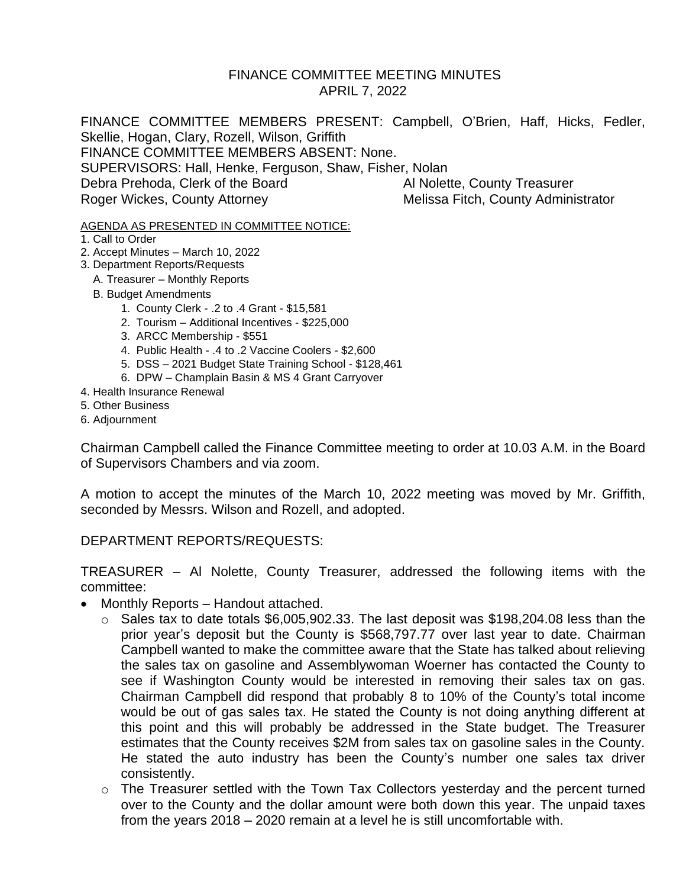# FINANCE COMMITTEE MEETING MINUTES
## APRIL 7, 2022

FINANCE COMMITTEE MEMBERS PRESENT: Campbell, O'Brien, Haff, Hicks, Fedler, Skellie, Hogan, Clary, Rozell, Wilson, Griffith
FINANCE COMMITTEE MEMBERS ABSENT: None.
SUPERVISORS: Hall, Henke, Ferguson, Shaw, Fisher, Nolan
Debra Prehoda, Clerk of the Board — Al Nolette, County Treasurer
Roger Wickes, County Attorney — Melissa Fitch, County Administrator

AGENDA AS PRESENTED IN COMMITTEE NOTICE:

1. Call to Order
2. Accept Minutes – March 10, 2022
3. Department Reports/Requests
   - A. Treasurer – Monthly Reports
   - B. Budget Amendments
     1. County Clerk - .2 to .4 Grant - $15,581
     2. Tourism – Additional Incentives - $225,000
     3. ARCC Membership - $551
     4. Public Health - .4 to .2 Vaccine Coolers - $2,600
     5. DSS – 2021 Budget State Training School - $128,461
     6. DPW – Champlain Basin & MS 4 Grant Carryover
4. Health Insurance Renewal
5. Other Business
6. Adjournment

Chairman Campbell called the Finance Committee meeting to order at 10.03 A.M. in the Board of Supervisors Chambers and via zoom.

A motion to accept the minutes of the March 10, 2022 meeting was moved by Mr. Griffith, seconded by Messrs. Wilson and Rozell, and adopted.

DEPARTMENT REPORTS/REQUESTS:

TREASURER – Al Nolette, County Treasurer, addressed the following items with the committee:

- Monthly Reports – Handout attached.
  - Sales tax to date totals $6,005,902.33. The last deposit was $198,204.08 less than the prior year's deposit but the County is $568,797.77 over last year to date. Chairman Campbell wanted to make the committee aware that the State has talked about relieving the sales tax on gasoline and Assemblywoman Woerner has contacted the County to see if Washington County would be interested in removing their sales tax on gas. Chairman Campbell did respond that probably 8 to 10% of the County's total income would be out of gas sales tax. He stated the County is not doing anything different at this point and this will probably be addressed in the State budget. The Treasurer estimates that the County receives $2M from sales tax on gasoline sales in the County. He stated the auto industry has been the County's number one sales tax driver consistently.
  - The Treasurer settled with the Town Tax Collectors yesterday and the percent turned over to the County and the dollar amount were both down this year. The unpaid taxes from the years 2018 – 2020 remain at a level he is still uncomfortable with.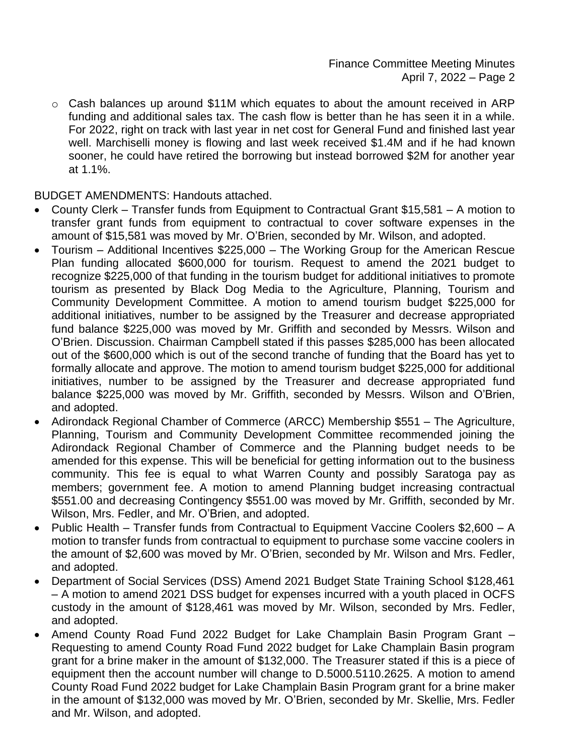- Cash balances up around \$11M which equates to about the amount received in ARP funding and additional sales tax. The cash flow is better than he has seen it in a while. For 2022, right on track with last year in net cost for General Fund and finished last year well. Marchiselli money is flowing and last week received \$1.4M and if he had known sooner, he could have retired the borrowing but instead borrowed \$2M for another year at 1.1%.

BUDGET AMENDMENTS: Handouts attached.

- County Clerk – Transfer funds from Equipment to Contractual Grant \$15,581 – A motion to transfer grant funds from equipment to contractual to cover software expenses in the amount of \$15,581 was moved by Mr. O'Brien, seconded by Mr. Wilson, and adopted.
- Tourism – Additional Incentives \$225,000 – The Working Group for the American Rescue Plan funding allocated \$600,000 for tourism. Request to amend the 2021 budget to recognize \$225,000 of that funding in the tourism budget for additional initiatives to promote tourism as presented by Black Dog Media to the Agriculture, Planning, Tourism and Community Development Committee. A motion to amend tourism budget \$225,000 for additional initiatives, number to be assigned by the Treasurer and decrease appropriated fund balance \$225,000 was moved by Mr. Griffith and seconded by Messrs. Wilson and O'Brien. Discussion. Chairman Campbell stated if this passes \$285,000 has been allocated out of the \$600,000 which is out of the second tranche of funding that the Board has yet to formally allocate and approve. The motion to amend tourism budget \$225,000 for additional initiatives, number to be assigned by the Treasurer and decrease appropriated fund balance \$225,000 was moved by Mr. Griffith, seconded by Messrs. Wilson and O'Brien, and adopted.
- Adirondack Regional Chamber of Commerce (ARCC) Membership \$551 – The Agriculture, Planning, Tourism and Community Development Committee recommended joining the Adirondack Regional Chamber of Commerce and the Planning budget needs to be amended for this expense. This will be beneficial for getting information out to the business community. This fee is equal to what Warren County and possibly Saratoga pay as members; government fee. A motion to amend Planning budget increasing contractual \$551.00 and decreasing Contingency \$551.00 was moved by Mr. Griffith, seconded by Mr. Wilson, Mrs. Fedler, and Mr. O'Brien, and adopted.
- Public Health – Transfer funds from Contractual to Equipment Vaccine Coolers \$2,600 – A motion to transfer funds from contractual to equipment to purchase some vaccine coolers in the amount of \$2,600 was moved by Mr. O'Brien, seconded by Mr. Wilson and Mrs. Fedler, and adopted.
- Department of Social Services (DSS) Amend 2021 Budget State Training School \$128,461 – A motion to amend 2021 DSS budget for expenses incurred with a youth placed in OCFS custody in the amount of \$128,461 was moved by Mr. Wilson, seconded by Mrs. Fedler, and adopted.
- Amend County Road Fund 2022 Budget for Lake Champlain Basin Program Grant – Requesting to amend County Road Fund 2022 budget for Lake Champlain Basin program grant for a brine maker in the amount of \$132,000. The Treasurer stated if this is a piece of equipment then the account number will change to D.5000.5110.2625. A motion to amend County Road Fund 2022 budget for Lake Champlain Basin Program grant for a brine maker in the amount of \$132,000 was moved by Mr. O'Brien, seconded by Mr. Skellie, Mrs. Fedler and Mr. Wilson, and adopted.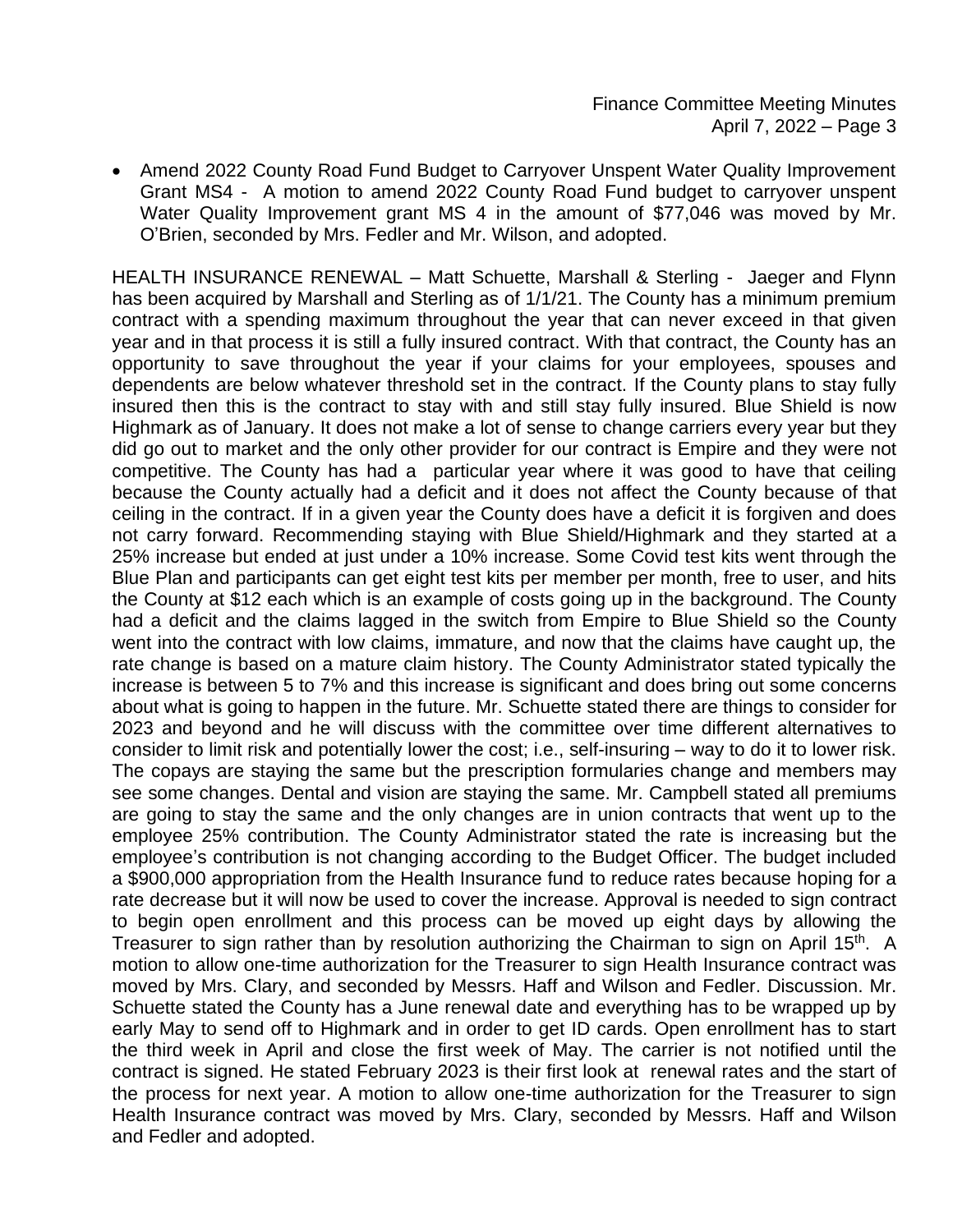- Amend 2022 County Road Fund Budget to Carryover Unspent Water Quality Improvement Grant MS4 - A motion to amend 2022 County Road Fund budget to carryover unspent Water Quality Improvement grant MS 4 in the amount of $77,046 was moved by Mr. O'Brien, seconded by Mrs. Fedler and Mr. Wilson, and adopted.

HEALTH INSURANCE RENEWAL – Matt Schuette, Marshall & Sterling - Jaeger and Flynn has been acquired by Marshall and Sterling as of 1/1/21. The County has a minimum premium contract with a spending maximum throughout the year that can never exceed in that given year and in that process it is still a fully insured contract. With that contract, the County has an opportunity to save throughout the year if your claims for your employees, spouses and dependents are below whatever threshold set in the contract. If the County plans to stay fully insured then this is the contract to stay with and still stay fully insured. Blue Shield is now Highmark as of January. It does not make a lot of sense to change carriers every year but they did go out to market and the only other provider for our contract is Empire and they were not competitive. The County has had a particular year where it was good to have that ceiling because the County actually had a deficit and it does not affect the County because of that ceiling in the contract. If in a given year the County does have a deficit it is forgiven and does not carry forward. Recommending staying with Blue Shield/Highmark and they started at a 25% increase but ended at just under a 10% increase. Some Covid test kits went through the Blue Plan and participants can get eight test kits per member per month, free to user, and hits the County at $12 each which is an example of costs going up in the background. The County had a deficit and the claims lagged in the switch from Empire to Blue Shield so the County went into the contract with low claims, immature, and now that the claims have caught up, the rate change is based on a mature claim history. The County Administrator stated typically the increase is between 5 to 7% and this increase is significant and does bring out some concerns about what is going to happen in the future. Mr. Schuette stated there are things to consider for 2023 and beyond and he will discuss with the committee over time different alternatives to consider to limit risk and potentially lower the cost; i.e., self-insuring – way to do it to lower risk. The copays are staying the same but the prescription formularies change and members may see some changes. Dental and vision are staying the same. Mr. Campbell stated all premiums are going to stay the same and the only changes are in union contracts that went up to the employee 25% contribution. The County Administrator stated the rate is increasing but the employee's contribution is not changing according to the Budget Officer. The budget included a $900,000 appropriation from the Health Insurance fund to reduce rates because hoping for a rate decrease but it will now be used to cover the increase. Approval is needed to sign contract to begin open enrollment and this process can be moved up eight days by allowing the Treasurer to sign rather than by resolution authorizing the Chairman to sign on April 15th. A motion to allow one-time authorization for the Treasurer to sign Health Insurance contract was moved by Mrs. Clary, and seconded by Messrs. Haff and Wilson and Fedler. Discussion. Mr. Schuette stated the County has a June renewal date and everything has to be wrapped up by early May to send off to Highmark and in order to get ID cards. Open enrollment has to start the third week in April and close the first week of May. The carrier is not notified until the contract is signed. He stated February 2023 is their first look at renewal rates and the start of the process for next year. A motion to allow one-time authorization for the Treasurer to sign Health Insurance contract was moved by Mrs. Clary, seconded by Messrs. Haff and Wilson and Fedler and adopted.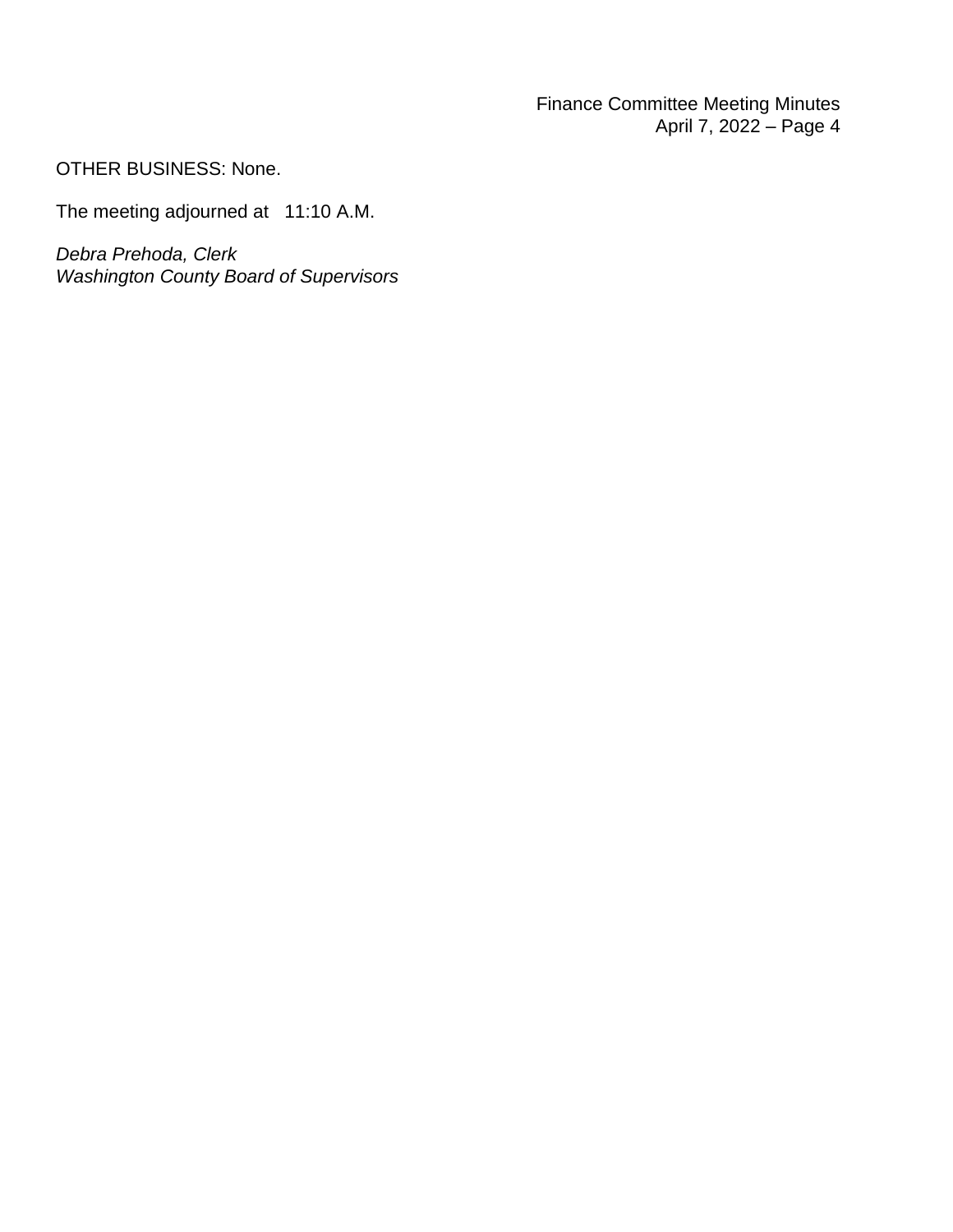OTHER BUSINESS: None.

The meeting adjourned at 11:10 A.M.

*Debra Prehoda, Clerk*
*Washington County Board of Supervisors*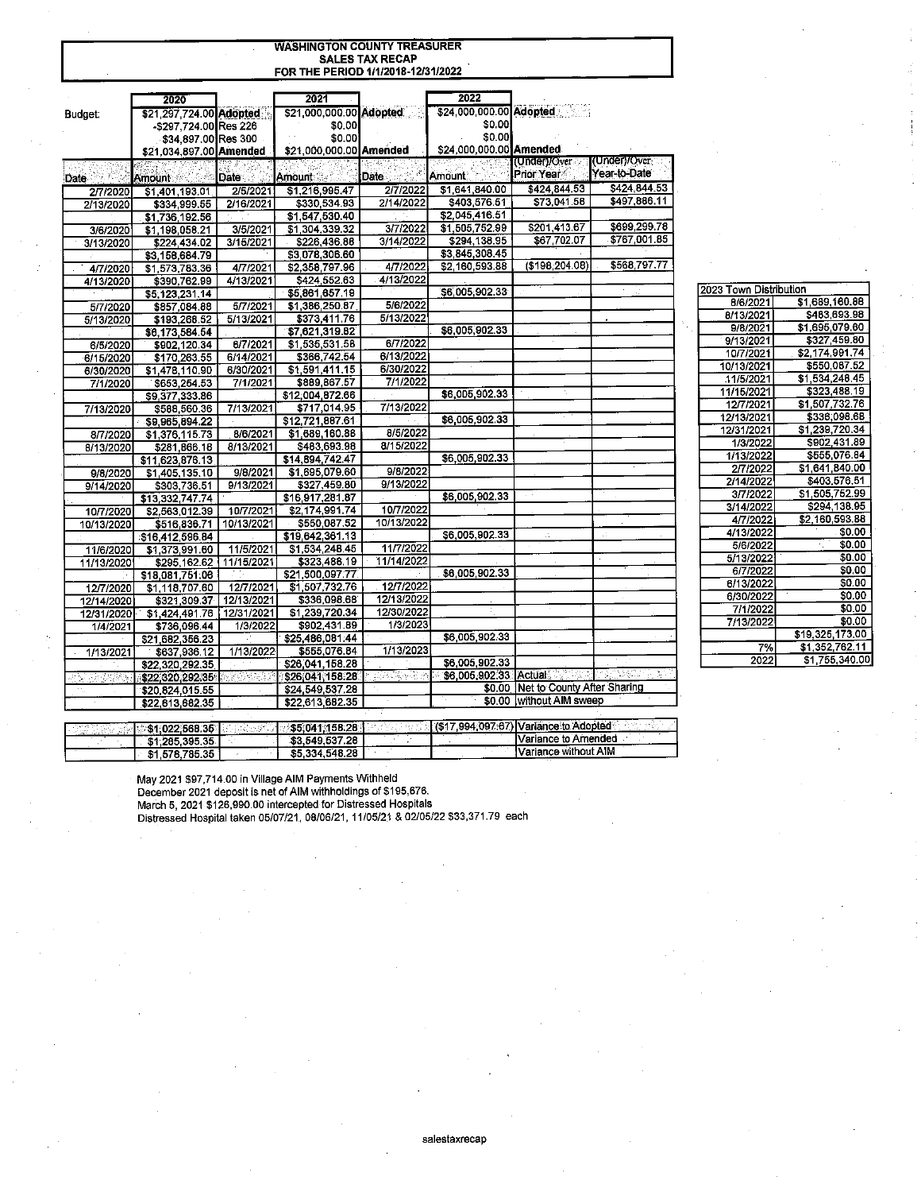# WASHINGTON COUNTY TREASURER
## SALES TAX RECAP
### FOR THE PERIOD 1/1/2018-12/31/2022

| | 2020 | | 2021 | | 2022 | | |
|---|---|---|---|---|---|---|---|
| Budget: | $21,297,724.00 | Adopted | $21,000,000.00 | Adopted | $24,000,000.00 | Adopted | |
| | -$297,724.00 | Res 226 | $0.00 | | $0.00 | | |
| | $34,897.00 | Res 300 | $0.00 | | $0.00 | | |
| | $21,034,897.00 | Amended | $21,000,000.00 | Amended | $24,000,000.00 | Amended | |
| Date | Amount | Date | Amount | Date | Amount | (Under)/Over Prior Year | (Under)/Over Year-to-Date |
| 2/7/2020 | $1,401,193.01 | 2/5/2021 | $1,216,995.47 | 2/7/2022 | $1,641,840.00 | $424,844.53 | $424,844.53 |
| 2/13/2020 | $334,999.55 | 2/16/2021 | $330,534.93 | 2/14/2022 | $403,576.51 | $73,041.58 | $497,886.11 |
| | $1,736,192.56 | | $1,547,530.40 | | $2,045,416.51 | | |
| 3/6/2020 | $1,198,058.21 | 3/5/2021 | $1,304,339.32 | 3/7/2022 | $1,505,752.99 | $201,413.67 | $699,299.78 |
| 3/13/2020 | $224,434.02 | 3/15/2021 | $226,436.88 | 3/14/2022 | $294,138.95 | $67,702.07 | $767,001.85 |
| | $3,158,684.79 | | $3,078,306.60 | | $3,845,308.45 | | |
| 4/7/2020 | $1,573,783.36 | 4/7/2021 | $2,358,797.96 | 4/7/2022 | $2,160,593.88 | ($198,204.08) | $568,797.77 |
| 4/13/2020 | $390,762.99 | 4/13/2021 | $424,552.63 | 4/13/2022 | | | |
| | $5,123,231.14 | | $5,861,657.19 | | $6,005,902.33 | | |
| 5/7/2020 | $857,084.88 | 5/7/2021 | $1,386,250.87 | 5/6/2022 | | | |
| 5/13/2020 | $193,268.52 | 5/13/2021 | $373,411.76 | 5/13/2022 | | | |
| | $6,173,584.54 | | $7,621,319.82 | | $6,005,902.33 | | |
| 6/5/2020 | $902,120.34 | 6/7/2021 | $1,536,531.58 | 6/7/2022 | | | |
| 6/15/2020 | $170,263.55 | 6/14/2021 | $366,742.54 | 6/13/2022 | | | |
| 6/30/2020 | $1,478,110.90 | 6/30/2021 | $1,591,411.15 | 6/30/2022 | | | |
| 7/1/2020 | $653,254.53 | 7/1/2021 | $889,867.57 | 7/1/2022 | | | |
| | $9,377,333.86 | | $12,004,872.66 | | $6,005,902.33 | | |
| 7/13/2020 | $588,560.36 | 7/13/2021 | $717,014.95 | 7/13/2022 | | | |
| | $9,965,894.22 | | $12,721,887.61 | | $6,005,902.33 | | |
| 8/7/2020 | $1,376,115.73 | 8/6/2021 | $1,689,160.88 | 8/5/2022 | | | |
| 8/13/2020 | $281,866.18 | 8/13/2021 | $483,693.98 | 8/15/2022 | | | |
| | $11,623,876.13 | | $14,894,742.47 | | $6,005,902.33 | | |
| 9/8/2020 | $1,405,135.10 | 9/8/2021 | $1,695,079.60 | 9/8/2022 | | | |
| 9/14/2020 | $303,736.51 | 9/13/2021 | $327,459.80 | 9/13/2022 | | | |
| | $13,332,747.74 | | $16,917,281.87 | | $6,005,902.33 | | |
| 10/7/2020 | $2,563,012.39 | 10/7/2021 | $2,174,991.74 | 10/7/2022 | | | |
| 10/13/2020 | $516,836.71 | 10/13/2021 | $550,087.52 | 10/13/2022 | | | |
| | $16,412,596.84 | | $19,642,361.13 | | $6,005,902.33 | | |
| 11/6/2020 | $1,373,991.60 | 11/5/2021 | $1,534,248.45 | 11/7/2022 | | | |
| 11/13/2020 | $295,162.62 | 11/15/2021 | $323,488.19 | 11/14/2022 | | | |
| | $18,081,751.06 | | $21,500,097.77 | | $6,005,902.33 | | |
| 12/7/2020 | $1,118,707.60 | 12/7/2021 | $1,507,732.76 | 12/7/2022 | | | |
| 12/14/2020 | $321,309.37 | 12/13/2021 | $336,098.68 | 12/13/2022 | | | |
| 12/31/2020 | $1,424,491.76 | 12/31/2021 | $1,239,720.34 | 12/30/2022 | | | |
| 1/4/2021 | $736,096.44 | 1/3/2022 | $902,431.89 | 1/3/2023 | | | |
| | $21,682,356.23 | | $25,486,081.44 | | $6,005,902.33 | | |
| 1/13/2021 | $637,936.12 | 1/13/2022 | $555,076.84 | 1/13/2023 | | | |
| | $22,320,292.35 | | $26,041,158.28 | | $6,005,902.33 | | |
| | $22,320,292.35 | | $26,041,158.28 | | $6,005,902.33 | Actual | |
| | $20,824,015.55 | | $24,549,537.28 | | $0.00 | Net to County After Sharing | |
| | $22,613,682.35 | | $22,613,682.35 | | $0.00 | without AIM sweep | |
| | $1,022,568.35 | | $5,041,158.28 | | ($17,994,097.67) | Variance to Adopted | |
| | $1,285,395.35 | | $3,549,537.28 | | | Variance to Amended | |
| | $1,578,785.35 | | $5,334,548.28 | | | Variance without AIM | |

| 2023 Town Distribution | |
|---|---|
| 8/6/2021 | $1,689,160.88 |
| 8/13/2021 | $483,693.98 |
| 9/8/2021 | $1,695,079.60 |
| 9/13/2021 | $327,459.80 |
| 10/7/2021 | $2,174,991.74 |
| 10/13/2021 | $550,087.52 |
| 11/5/2021 | $1,534,248.45 |
| 11/15/2021 | $323,488.19 |
| 12/7/2021 | $1,507,732.76 |
| 12/13/2021 | $336,098.68 |
| 12/31/2021 | $1,239,720.34 |
| 1/3/2022 | $902,431.89 |
| 1/13/2022 | $555,076.84 |
| 2/7/2022 | $1,641,840.00 |
| 2/14/2022 | $403,576.51 |
| 3/7/2022 | $1,505,752.99 |
| 3/14/2022 | $294,138.95 |
| 4/7/2022 | $2,160,593.88 |
| 4/13/2022 | $0.00 |
| 5/6/2022 | $0.00 |
| 5/13/2022 | $0.00 |
| 6/7/2022 | $0.00 |
| 6/13/2022 | $0.00 |
| 6/30/2022 | $0.00 |
| 7/1/2022 | $0.00 |
| 7/13/2022 | $0.00 |
| | $19,325,173.00 |
| 7% | $1,352,762.11 |
| 2022 | $1,755,340.00 |

May 2021 $97,714.00 in Village AIM Payments Withheld
December 2021 deposit is net of AIM withholdings of $195,676.
March 5, 2021 $126,990.00 intercepted for Distressed Hospitals
Distressed Hospital taken 05/07/21, 08/06/21, 11/05/21 & 02/05/22 $33,371.79 each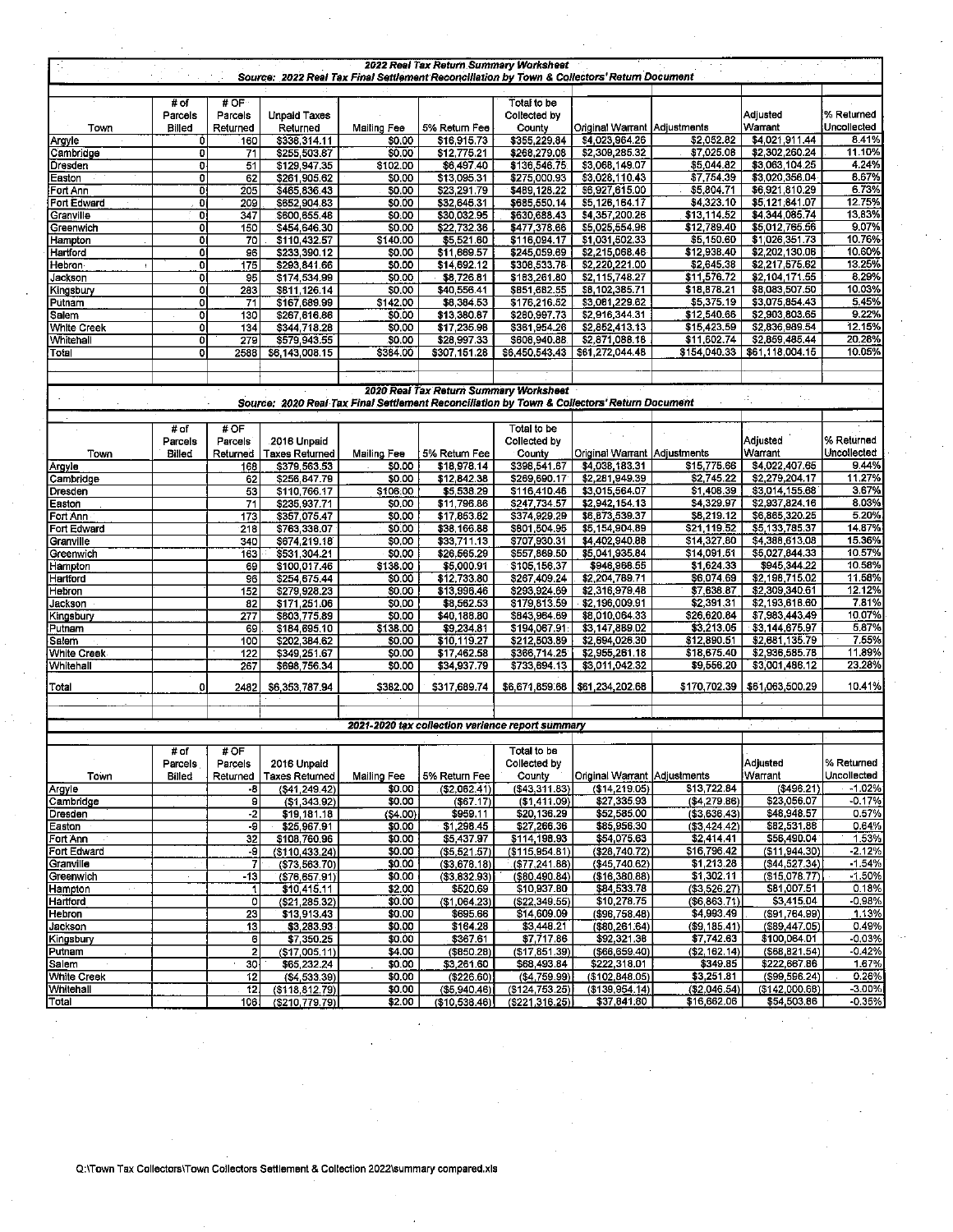## 2022 Real Tax Return Summary Worksheet

*Source: 2022 Real Tax Final Settlement Reconciliation by Town & Collectors' Return Document*

| Town | # of Parcels Billed | # OF Parcels Returned | Unpaid Taxes Returned | Mailing Fee | 5% Return Fee | Total to be Collected by County | Original Warrant | Adjustments | Adjusted Warrant | % Returned Uncollected |
|---|---|---|---|---|---|---|---|---|---|---|
| Argyle | 0 | 160 | $338,314.11 | $0.00 | $16,915.73 | $355,229.84 | $4,023,964.26 | $2,052.82 | $4,021,911.44 | 8.41% |
| Cambridge | 0 | 71 | $255,503.87 | $0.00 | $12,775.21 | $268,279.08 | $2,309,285.32 | $7,025.08 | $2,302,260.24 | 11.10% |
| Dresden | 0 | 51 | $129,947.35 | $102.00 | $6,497.40 | $136,546.75 | $3,068,149.07 | $5,044.82 | $3,063,104.25 | 4.24% |
| Easton | 0 | 62 | $261,905.62 | $0.00 | $13,095.31 | $275,000.93 | $3,028,110.43 | $7,754.39 | $3,020,356.04 | 8.67% |
| Fort Ann | 0 | 205 | $465,836.43 | $0.00 | $23,291.79 | $489,128.22 | $6,927,615.00 | $5,804.71 | $6,921,810.29 | 6.73% |
| Fort Edward | 0 | 209 | $652,904.83 | $0.00 | $32,645.31 | $685,550.14 | $5,126,164.17 | $4,323.10 | $5,121,841.07 | 12.75% |
| Granville | 0 | 347 | $600,655.48 | $0.00 | $30,032.95 | $630,688.43 | $4,357,200.26 | $13,114.52 | $4,344,085.74 | 13.83% |
| Greenwich | 0 | 150 | $454,646.30 | $0.00 | $22,732.36 | $477,378.66 | $5,025,554.98 | $12,789.40 | $5,012,765.56 | 9.07% |
| Hampton | 0 | 70 | $110,432.57 | $140.00 | $5,521.60 | $116,094.17 | $1,031,502.33 | $5,150.60 | $1,026,351.73 | 10.76% |
| Hartford | 0 | 96 | $233,390.12 | $0.00 | $11,669.57 | $245,059.69 | $2,215,068.46 | $12,938.40 | $2,202,130.06 | 10.60% |
| Hebron | 0 | 175 | $293,841.66 | $0.00 | $14,692.12 | $308,533.78 | $2,220,221.00 | $2,645.38 | $2,217,575.62 | 13.25% |
| Jackson | 0 | 95 | $174,534.99 | $0.00 | $8,726.81 | $183,261.80 | $2,115,748.27 | $11,576.72 | $2,104,171.55 | 8.29% |
| Kingsbury | 0 | 283 | $811,126.14 | $0.00 | $40,556.41 | $851,682.55 | $8,102,385.71 | $18,878.21 | $8,083,507.50 | 10.03% |
| Putnam | 0 | 71 | $167,689.99 | $142.00 | $8,384.53 | $176,216.52 | $3,081,229.62 | $5,375.19 | $3,075,854.43 | 5.45% |
| Salem | 0 | 130 | $267,616.66 | $0.00 | $13,380.87 | $280,997.73 | $2,916,344.31 | $12,540.66 | $2,903,803.65 | 9.22% |
| White Creek | 0 | 134 | $344,718.28 | $0.00 | $17,235.98 | $361,954.26 | $2,852,413.13 | $15,423.59 | $2,836,989.54 | 12.15% |
| Whitehall | 0 | 279 | $579,943.55 | $0.00 | $28,997.33 | $608,940.88 | $2,871,088.16 | $11,602.74 | $2,859,485.44 | 20.28% |
| Total | 0 | 2588 | $6,143,008.15 | $384.00 | $307,151.28 | $6,450,543.43 | $61,272,044.48 | $154,040.33 | $61,118,004.15 | 10.05% |

## 2020 Real Tax Return Summary Worksheet

*Source: 2020 Real Tax Final Settlement Reconciliation by Town & Collectors' Return Document*

| Town | # of Parcels Billed | # OF Parcels Returned | 2016 Unpaid Taxes Returned | Mailing Fee | 5% Return Fee | Total to be Collected by County | Original Warrant | Adjustments | Adjusted Warrant | % Returned Uncollected |
|---|---|---|---|---|---|---|---|---|---|---|
| Argyle | | 168 | $379,563.53 | $0.00 | $18,978.14 | $398,541.67 | $4,038,183.31 | $15,775.66 | $4,022,407.65 | 9.44% |
| Cambridge | | 62 | $256,847.79 | $0.00 | $12,842.38 | $269,690.17 | $2,281,949.39 | $2,745.22 | $2,279,204.17 | 11.27% |
| Dresden | | 53 | $110,766.17 | $106.00 | $5,538.29 | $116,410.46 | $3,015,564.07 | $1,408.39 | $3,014,155.68 | 3.67% |
| Easton | | 71 | $235,937.71 | $0.00 | $11,796.86 | $247,734.57 | $2,942,154.13 | $4,329.97 | $2,937,824.16 | 8.03% |
| Fort Ann | | 173 | $357,075.47 | $0.00 | $17,853.82 | $374,929.29 | $6,873,539.37 | $8,219.12 | $6,865,320.25 | 5.20% |
| Fort Edward | | 218 | $763,338.07 | $0.00 | $38,166.88 | $801,504.95 | $5,154,904.89 | $21,119.52 | $5,133,785.37 | 14.87% |
| Granville | | 340 | $674,219.18 | $0.00 | $33,711.13 | $707,930.31 | $4,402,940.88 | $14,327.80 | $4,388,613.08 | 15.36% |
| Greenwich | | 163 | $531,304.21 | $0.00 | $26,565.29 | $557,869.50 | $5,041,935.84 | $14,091.51 | $5,027,844.33 | 10.57% |
| Hampton | | 69 | $100,017.46 | $138.00 | $5,000.91 | $105,156.37 | $946,968.55 | $1,624.33 | $945,344.22 | 10.58% |
| Hartford | | 96 | $254,675.44 | $0.00 | $12,733.80 | $267,409.24 | $2,204,789.71 | $6,074.69 | $2,198,715.02 | 11.58% |
| Hebron | | 152 | $279,928.23 | $0.00 | $13,996.46 | $293,924.69 | $2,316,979.48 | $7,638.87 | $2,309,340.61 | 12.12% |
| Jackson | | 82 | $171,251.06 | $0.00 | $8,562.53 | $179,813.59 | $2,196,009.91 | $2,391.31 | $2,193,618.60 | 7.81% |
| Kingsbury | | 277 | $803,775.89 | $0.00 | $40,188.80 | $843,964.69 | $8,010,064.33 | $26,620.84 | $7,983,443.49 | 10.07% |
| Putnam | | 69 | $184,695.10 | $138.00 | $9,234.81 | $194,067.91 | $3,147,889.02 | $3,213.05 | $3,144,675.97 | 5.87% |
| Salem | | 100 | $202,384.62 | $0.00 | $10,119.27 | $212,503.89 | $2,694,026.30 | $12,890.51 | $2,681,135.79 | 7.55% |
| White Creek | | 122 | $349,251.67 | $0.00 | $17,462.58 | $366,714.25 | $2,955,261.18 | $18,675.40 | $2,936,585.78 | 11.89% |
| Whitehall | | 267 | $698,756.34 | $0.00 | $34,937.79 | $733,694.13 | $3,011,042.32 | $9,556.20 | $3,001,486.12 | 23.28% |
| Total | 0 | 2482 | $6,353,787.94 | $382.00 | $317,689.74 | $6,671,859.68 | $61,234,202.68 | $170,702.39 | $61,063,500.29 | 10.41% |

## 2021-2020 tax collection variance report summary

| Town | # of Parcels Billed | # OF Parcels Returned | 2016 Unpaid Taxes Returned | Mailing Fee | 5% Return Fee | Total to be Collected by County | Original Warrant | Adjustments | Adjusted Warrant | % Returned Uncollected |
|---|---|---|---|---|---|---|---|---|---|---|
| Argyle | | -8 | ($41,249.42) | $0.00 | ($2,062.41) | ($43,311.83) | ($14,219.05) | $13,722.84 | ($496.21) | -1.02% |
| Cambridge | | 9 | ($1,343.92) | $0.00 | ($67.17) | ($1,411.09) | $27,335.93 | ($4,279.86) | $23,056.07 | -0.17% |
| Dresden | | -2 | $19,181.18 | ($4.00) | $959.11 | $20,136.29 | $52,585.00 | ($3,636.43) | $48,948.57 | 0.57% |
| Easton | | -9 | $25,967.91 | $0.00 | $1,298.45 | $27,266.36 | $85,956.30 | ($3,424.42) | $82,531.88 | 0.64% |
| Fort Ann | | 32 | $108,760.96 | $0.00 | $5,437.97 | $114,198.93 | $54,075.63 | $2,414.41 | $56,490.04 | 1.53% |
| Fort Edward | | -9 | ($110,433.24) | $0.00 | ($5,521.57) | ($115,954.81) | ($28,740.72) | $16,796.42 | ($11,944.30) | -2.12% |
| Granville | | 7 | ($73,563.70) | $0.00 | ($3,678.18) | ($77,241.88) | ($45,740.62) | $1,213.28 | ($44,527.34) | -1.54% |
| Greenwich | | -13 | ($76,657.91) | $0.00 | ($3,832.93) | ($80,490.84) | ($16,380.88) | $1,302.11 | ($15,078.77) | -1.50% |
| Hampton | | 1 | $10,415.11 | $2.00 | $520.69 | $10,937.80 | $84,533.78 | ($3,526.27) | $81,007.51 | 0.18% |
| Hartford | | 0 | ($21,285.32) | $0.00 | ($1,064.23) | ($22,349.55) | $10,278.75 | ($6,863.71) | $3,415.04 | -0.98% |
| Hebron | | 23 | $13,913.43 | $0.00 | $695.66 | $14,609.09 | ($96,758.48) | $4,993.49 | ($91,764.99) | 1.13% |
| Jackson | | 13 | $3,283.93 | $0.00 | $164.28 | $3,448.21 | ($80,261.64) | ($9,185.41) | ($89,447.05) | 0.49% |
| Kingsbury | | 6 | $7,350.25 | $0.00 | $367.61 | $7,717.86 | $92,321.38 | $7,742.63 | $100,064.01 | -0.03% |
| Putnam | | 2 | ($17,005.11) | $4.00 | ($850.28) | ($17,851.39) | ($66,659.40) | ($2,162.14) | ($68,821.54) | -0.42% |
| Salem | | 30 | $65,232.24 | $0.00 | $3,261.60 | $68,493.84 | $222,318.01 | $349.85 | $222,667.86 | 1.67% |
| White Creek | | 12 | ($4,533.39) | $0.00 | ($226.60) | ($4,759.99) | ($102,848.05) | $3,251.81 | ($99,596.24) | 0.26% |
| Whitehall | | 12 | ($118,812.79) | $0.00 | ($5,940.46) | ($124,753.25) | ($139,954.14) | ($2,046.54) | ($142,000.68) | -3.00% |
| Total | | 106 | ($210,779.79) | $2.00 | ($10,538.46) | ($221,316.25) | $37,841.80 | $16,662.06 | $54,503.86 | -0.35% |

Q:\Town Tax Collectors\Town Collectors Settlement & Collection 2022\summary compared.xls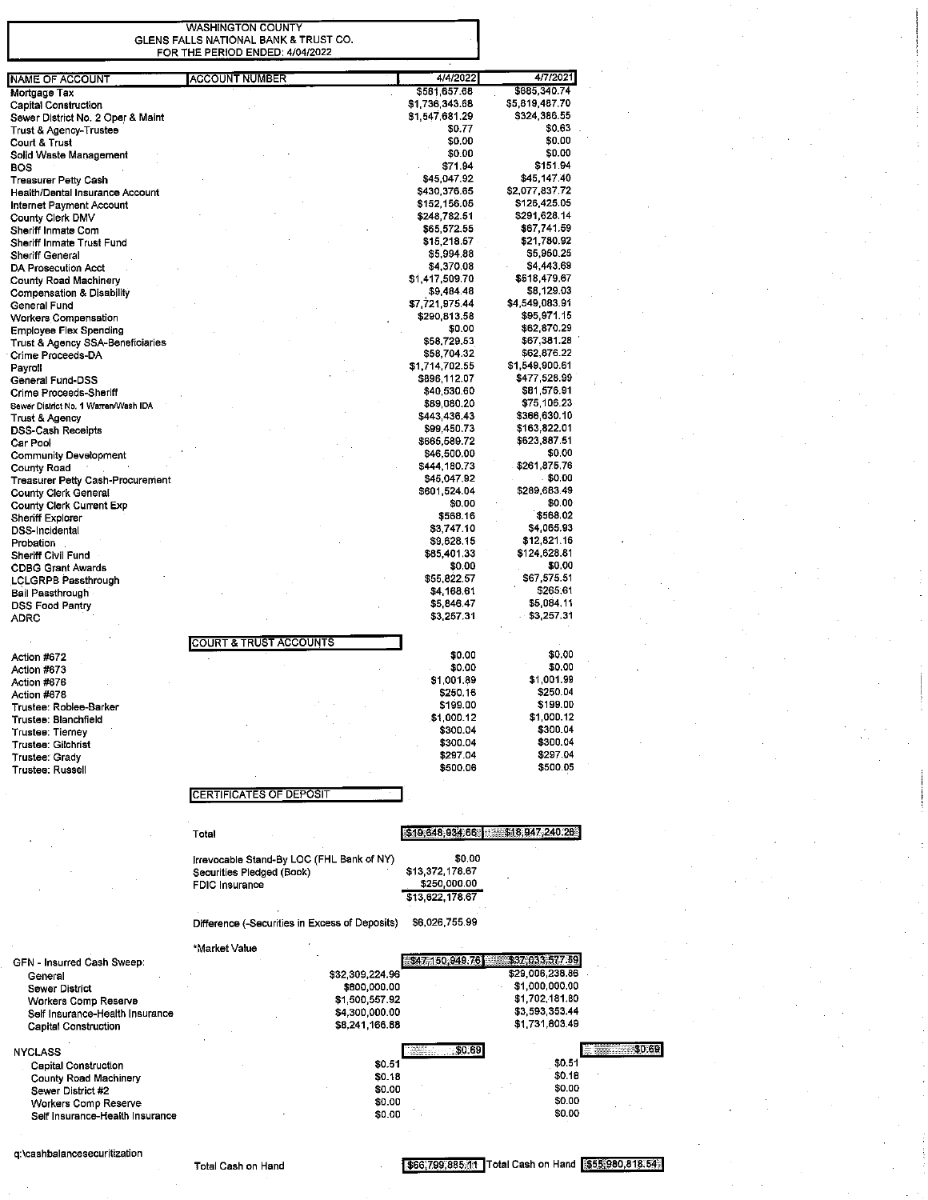WASHINGTON COUNTY
GLENS FALLS NATIONAL BANK & TRUST CO.
FOR THE PERIOD ENDED: 4/04/2022

| NAME OF ACCOUNT | ACCOUNT NUMBER | 4/4/2022 | 4/7/2021 |
|---|---|---|---|
| Mortgage Tax | | $581,657.68 | $685,340.74 |
| Capital Construction | | $1,736,343.68 | $5,819,487.70 |
| Sewer District No. 2 Oper & Maint | | $1,547,681.29 | $324,386.55 |
| Trust & Agency-Trustee | | $0.77 | $0.63 |
| Court & Trust | | $0.00 | $0.00 |
| Solid Waste Management | | $0.00 | $0.00 |
| BOS | | $71.94 | $151.94 |
| Treasurer Petty Cash | | $45,047.92 | $45,147.40 |
| Health/Dental Insurance Account | | $430,376.65 | $2,077,837.72 |
| Internet Payment Account | | $152,156.05 | $126,425.05 |
| County Clerk DMV | | $248,782.51 | $291,628.14 |
| Sheriff Inmate Com | | $65,572.55 | $67,741.59 |
| Sheriff Inmate Trust Fund | | $15,218.57 | $21,780.92 |
| Sheriff General | | $5,994.88 | $5,950.25 |
| DA Prosecution Acct | | $4,370.08 | $4,443.69 |
| County Road Machinery | | $1,417,509.70 | $518,479.67 |
| Compensation & Disability | | $9,484.48 | $8,129.03 |
| General Fund | | $7,721,975.44 | $4,549,083.91 |
| Workers Compensation | | $290,813.58 | $95,971.15 |
| Employee Flex Spending | | $0.00 | $62,870.29 |
| Trust & Agency SSA-Beneficiaries | | $58,729.53 | $67,381.28 |
| Crime Proceeds-DA | | $58,704.32 | $62,876.22 |
| Payroll | | $1,714,702.55 | $1,549,900.61 |
| General Fund-DSS | | $896,112.07 | $477,528.99 |
| Crime Proceeds-Sheriff | | $40,530.60 | $81,576.91 |
| Sewer District No. 1 Warren/Wash IDA | | $89,080.20 | $75,106.23 |
| Trust & Agency | | $443,436.43 | $366,630.10 |
| DSS-Cash Receipts | | $99,450.73 | $163,822.01 |
| Car Pool | | $665,589.72 | $623,887.51 |
| Community Development | | $46,500.00 | $0.00 |
| County Road | | $444,180.73 | $261,875.76 |
| Treasurer Petty Cash-Procurement | | $45,047.92 | $0.00 |
| County Clerk General | | $601,524.04 | $289,683.49 |
| County Clerk Current Exp | | $0.00 | $0.00 |
| Sheriff Explorer | | $568.16 | $568.02 |
| DSS-Incidental | | $3,747.10 | $4,065.93 |
| Probation | | $9,628.15 | $12,821.16 |
| Sheriff Civil Fund | | $85,401.33 | $124,628.81 |
| CDBG Grant Awards | | $0.00 | $0.00 |
| LCLGRPB Passthrough | | $55,822.57 | $67,575.51 |
| Bail Passthrough | | $4,168.61 | $265.61 |
| DSS Food Pantry | | $5,846.47 | $5,084.11 |
| ADRC | | $3,257.31 | $3,257.31 |
| | **COURT & TRUST ACCOUNTS** | | |
| Action #672 | | $0.00 | $0.00 |
| Action #673 | | $0.00 | $0.00 |
| Action #676 | | $1,001.89 | $1,001.99 |
| Action #678 | | $250.16 | $250.04 |
| Trustee: Roblee-Barker | | $199.00 | $199.00 |
| Trustee: Blanchfield | | $1,000.12 | $1,000.12 |
| Trustee: Tierney | | $300.04 | $300.04 |
| Trustee: Gilchrist | | $300.04 | $300.04 |
| Trustee: Grady | | $297.04 | $297.04 |
| Trustee: Russell | | $500.06 | $500.05 |
| | **CERTIFICATES OF DEPOSIT** | | |
| | Total | $19,648,934.66 | $18,947,240.26 |

| | |
|---|---|
| Irrevocable Stand-By LOC (FHL Bank of NY) | $0.00 |
| Securities Pledged (Book) | $13,372,178.67 |
| FDIC Insurance | $250,000.00 |
| | $13,622,178.67 |
| Difference (-Securities in Excess of Deposits) | $6,026,755.99 |

*Market Value

| | | 4/4/2022 | 4/7/2021 |
|---|---|---|---|
| GFN - Insurred Cash Sweep: | | $47,150,949.76 | $37,033,577.59 |
| General | $32,309,224.96 | | $29,006,238.86 |
| Sewer District | $800,000.00 | | $1,000,000.00 |
| Workers Comp Reserve | $1,500,557.92 | | $1,702,181.80 |
| Self Insurance-Health Insurance | $4,300,000.00 | | $3,593,353.44 |
| Capital Construction | $8,241,166.88 | | $1,731,803.49 |
| NYCLASS | | $0.69 | $0.69 |
| Capital Construction | $0.51 | | $0.51 |
| County Road Machinery | $0.18 | | $0.18 |
| Sewer District #2 | $0.00 | | $0.00 |
| Workers Comp Reserve | $0.00 | | $0.00 |
| Self Insurance-Health Insurance | $0.00 | | $0.00 |

q:\cashbalancesecuritization

Total Cash on Hand $66,799,885.11 | Total Cash on Hand $55,980,818.54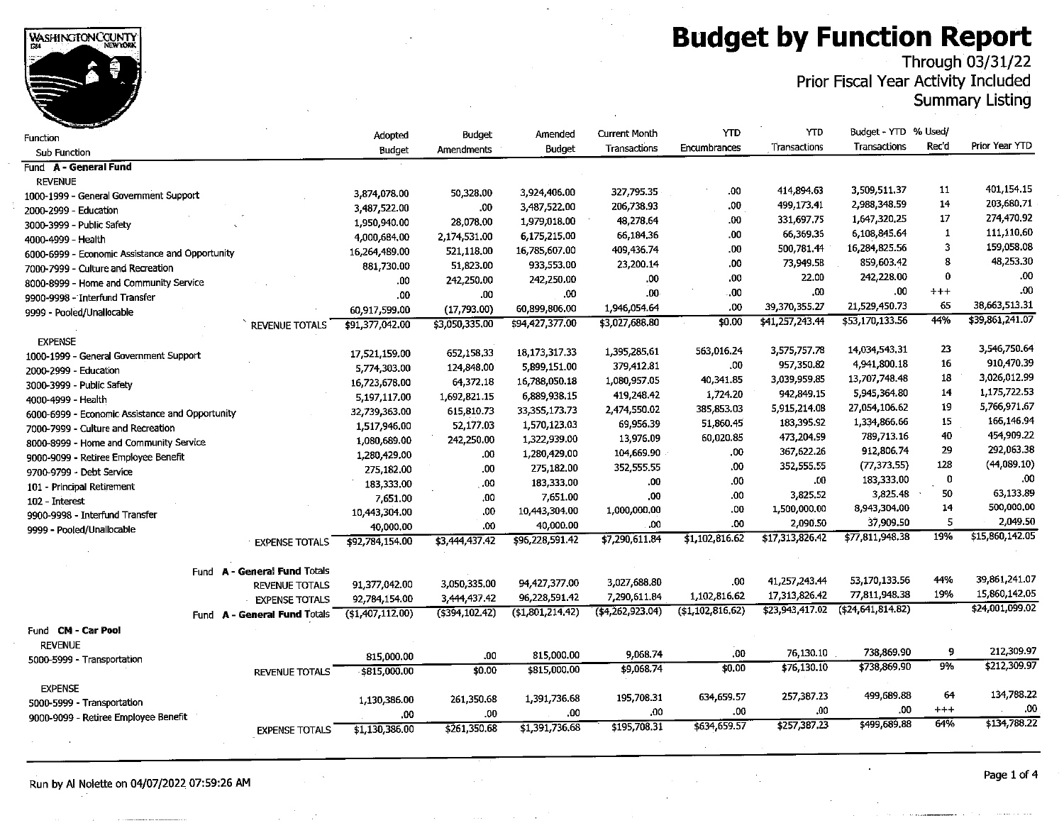# Budget by Function Report

Through 03/31/22
Prior Fiscal Year Activity Included
Summary Listing

| Function / Sub Function | Adopted Budget | Budget Amendments | Amended Budget | Current Month Transactions | YTD Encumbrances | YTD Transactions | Budget - YTD Transactions | % Used/ Rec'd | Prior Year YTD |
|---|---|---|---|---|---|---|---|---|---|
| **Fund A - General Fund** | | | | | | | | | |
| REVENUE | | | | | | | | | |
| 1000-1999 - General Government Support | 3,874,078.00 | 50,328.00 | 3,924,406.00 | 327,795.35 | .00 | 414,894.63 | 3,509,511.37 | 11 | 401,154.15 |
| 2000-2999 - Education | 3,487,522.00 | .00 | 3,487,522.00 | 206,738.93 | .00 | 499,173.41 | 2,988,348.59 | 14 | 203,680.71 |
| 3000-3999 - Public Safety | 1,950,940.00 | 28,078.00 | 1,979,018.00 | 48,278.64 | .00 | 331,697.75 | 1,647,320.25 | 17 | 274,470.92 |
| 4000-4999 - Health | 4,000,684.00 | 2,174,531.00 | 6,175,215.00 | 66,184.36 | .00 | 66,369.35 | 6,108,845.64 | 1 | 111,110.60 |
| 6000-6999 - Economic Assistance and Opportunity | 16,264,489.00 | 521,118.00 | 16,785,607.00 | 409,436.74 | .00 | 500,781.44 | 16,284,825.56 | 3 | 159,058.08 |
| 7000-7999 - Culture and Recreation | 881,730.00 | 51,823.00 | 933,553.00 | 23,200.14 | .00 | 73,949.58 | 859,603.42 | 8 | 48,253.30 |
| 8000-8999 - Home and Community Service | .00 | 242,250.00 | 242,250.00 | .00 | .00 | 22.00 | 242,228.00 | 0 | .00 |
| 9900-9998 - Interfund Transfer | .00 | .00 | .00 | .00 | .00 | .00 | .00 | +++ | .00 |
| 9999 - Pooled/Unallocable | 60,917,599.00 | (17,793.00) | 60,899,806.00 | 1,946,054.64 | .00 | 39,370,355.27 | 21,529,450.73 | 65 | 38,663,513.31 |
| REVENUE TOTALS | $91,377,042.00 | $3,050,335.00 | $94,427,377.00 | $3,027,688.80 | $0.00 | $41,257,243.44 | $53,170,133.56 | 44% | $39,861,241.07 |
| EXPENSE | | | | | | | | | |
| 1000-1999 - General Government Support | 17,521,159.00 | 652,158.33 | 18,173,317.33 | 1,395,285.61 | 563,016.24 | 3,575,757.78 | 14,034,543.31 | 23 | 3,546,750.64 |
| 2000-2999 - Education | 5,774,303.00 | 124,848.00 | 5,899,151.00 | 379,412.81 | .00 | 957,350.82 | 4,941,800.18 | 16 | 910,470.39 |
| 3000-3999 - Public Safety | 16,723,678.00 | 64,372.18 | 16,788,050.18 | 1,080,957.05 | 40,341.85 | 3,039,959.85 | 13,707,748.48 | 18 | 3,026,012.99 |
| 4000-4999 - Health | 5,197,117.00 | 1,692,821.15 | 6,889,938.15 | 419,248.42 | 1,724.20 | 942,849.15 | 5,945,364.80 | 14 | 1,175,722.53 |
| 6000-6999 - Economic Assistance and Opportunity | 32,739,363.00 | 615,810.73 | 33,355,173.73 | 2,474,550.02 | 385,853.03 | 5,915,214.08 | 27,054,106.62 | 19 | 5,766,971.67 |
| 7000-7999 - Culture and Recreation | 1,517,946.00 | 52,177.03 | 1,570,123.03 | 69,956.39 | 51,860.45 | 183,395.92 | 1,334,866.66 | 15 | 166,146.94 |
| 8000-8999 - Home and Community Service | 1,080,689.00 | 242,250.00 | 1,322,939.00 | 13,976.09 | 60,020.85 | 473,204.59 | 789,713.16 | 40 | 454,909.22 |
| 9000-9099 - Retiree Employee Benefit | 1,280,429.00 | .00 | 1,280,429.00 | 104,669.90 | .00 | 367,622.26 | 912,806.74 | 29 | 292,063.38 |
| 9700-9799 - Debt Service | 275,182.00 | .00 | 275,182.00 | 352,555.55 | .00 | 352,555.55 | (77,373.55) | 128 | (44,089.10) |
| 101 - Principal Retirement | 183,333.00 | .00 | 183,333.00 | .00 | .00 | .00 | 183,333.00 | 0 | .00 |
| 102 - Interest | 7,651.00 | .00 | 7,651.00 | .00 | .00 | 3,825.52 | 3,825.48 | 50 | 63,133.89 |
| 9900-9998 - Interfund Transfer | 10,443,304.00 | .00 | 10,443,304.00 | 1,000,000.00 | .00 | 1,500,000.00 | 8,943,304.00 | 14 | 500,000.00 |
| 9999 - Pooled/Unallocable | 40,000.00 | .00 | 40,000.00 | .00 | .00 | 2,090.50 | 37,909.50 | 5 | 2,049.50 |
| EXPENSE TOTALS | $92,784,154.00 | $3,444,437.42 | $96,228,591.42 | $7,290,611.84 | $1,102,816.62 | $17,313,826.42 | $77,811,948.38 | 19% | $15,860,142.05 |
| **Fund A - General Fund Totals** | | | | | | | | | |
| REVENUE TOTALS | 91,377,042.00 | 3,050,335.00 | 94,427,377.00 | 3,027,688.80 | .00 | 41,257,243.44 | 53,170,133.56 | 44% | 39,861,241.07 |
| EXPENSE TOTALS | 92,784,154.00 | 3,444,437.42 | 96,228,591.42 | 7,290,611.84 | 1,102,816.62 | 17,313,826.42 | 77,811,948.38 | 19% | 15,860,142.05 |
| Fund A - General Fund Totals | ($1,407,112.00) | ($394,102.42) | ($1,801,214.42) | ($4,262,923.04) | ($1,102,816.62) | $23,943,417.02 | ($24,641,814.82) | | $24,001,099.02 |
| **Fund CM - Car Pool** | | | | | | | | | |
| REVENUE | | | | | | | | | |
| 5000-5999 - Transportation | 815,000.00 | .00 | 815,000.00 | 9,068.74 | .00 | 76,130.10 | 738,869.90 | 9 | 212,309.97 |
| REVENUE TOTALS | $815,000.00 | $0.00 | $815,000.00 | $9,068.74 | $0.00 | $76,130.10 | $738,869.90 | 9% | $212,309.97 |
| EXPENSE | | | | | | | | | |
| 5000-5999 - Transportation | 1,130,386.00 | 261,350.68 | 1,391,736.68 | 195,708.31 | 634,659.57 | 257,387.23 | 499,689.88 | 64 | 134,788.22 |
| 9000-9099 - Retiree Employee Benefit | .00 | .00 | .00 | .00 | .00 | .00 | .00 | +++ | .00 |
| EXPENSE TOTALS | $1,130,386.00 | $261,350.68 | $1,391,736.68 | $195,708.31 | $634,659.57 | $257,387.23 | $499,689.88 | 64% | $134,788.22 |

Run by Al Nolette on 04/07/2022 07:59:26 AM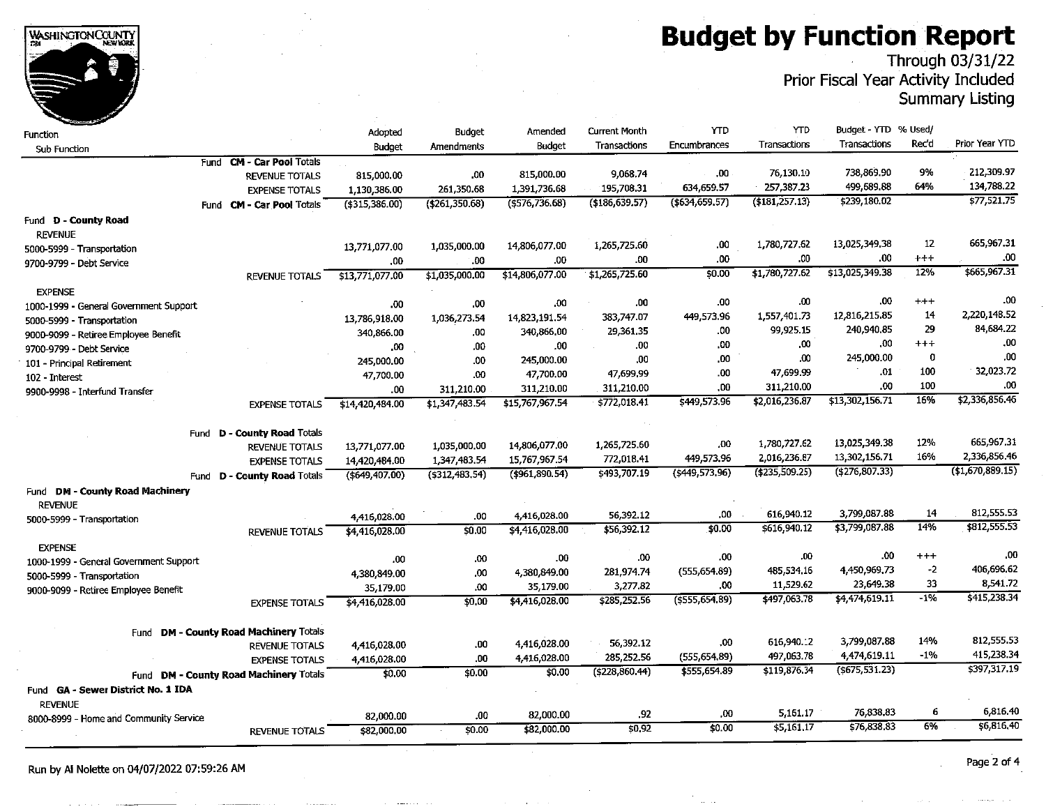# Budget by Function Report

Through 03/31/22
Prior Fiscal Year Activity Included
Summary Listing

| Function / Sub Function | Adopted Budget | Budget Amendments | Amended Budget | Current Month Transactions | YTD Encumbrances | YTD Transactions | Budget - YTD Transactions | % Used/ Rec'd | Prior Year YTD |
|---|---|---|---|---|---|---|---|---|---|
| **Fund CM - Car Pool Totals** | | | | | | | | | |
| REVENUE TOTALS | 815,000.00 | .00 | 815,000.00 | 9,068.74 | .00 | 76,130.10 | 738,869.90 | 9% | 212,309.97 |
| EXPENSE TOTALS | 1,130,386.00 | 261,350.68 | 1,391,736.68 | 195,708.31 | 634,659.57 | 257,387.23 | 499,689.88 | 64% | 134,788.22 |
| **Fund CM - Car Pool Totals** | ($315,386.00) | ($261,350.68) | ($576,736.68) | ($186,639.57) | ($634,659.57) | ($181,257.13) | $239,180.02 | | $77,521.75 |
| **Fund D - County Road** | | | | | | | | | |
| REVENUE | | | | | | | | | |
| 5000-5999 - Transportation | 13,771,077.00 | 1,035,000.00 | 14,806,077.00 | 1,265,725.60 | .00 | 1,780,727.62 | 13,025,349.38 | 12 | 665,967.31 |
| 9700-9799 - Debt Service | .00 | .00 | .00 | .00 | .00 | .00 | .00 | +++ | .00 |
| REVENUE TOTALS | $13,771,077.00 | $1,035,000.00 | $14,806,077.00 | $1,265,725.60 | $0.00 | $1,780,727.62 | $13,025,349.38 | 12% | $665,967.31 |
| EXPENSE | | | | | | | | | |
| 1000-1999 - General Government Support | .00 | .00 | .00 | .00 | .00 | .00 | .00 | +++ | .00 |
| 5000-5999 - Transportation | 13,786,918.00 | 1,036,273.54 | 14,823,191.54 | 383,747.07 | 449,573.96 | 1,557,401.73 | 12,816,215.85 | 14 | 2,220,148.52 |
| 9000-9099 - Retiree Employee Benefit | 340,866.00 | .00 | 340,866.00 | 29,361.35 | .00 | 99,925.15 | 240,940.85 | 29 | 84,684.22 |
| 9700-9799 - Debt Service | .00 | .00 | .00 | .00 | .00 | .00 | .00 | +++ | .00 |
| 101 - Principal Retirement | 245,000.00 | .00 | 245,000.00 | .00 | .00 | .00 | 245,000.00 | 0 | .00 |
| 102 - Interest | 47,700.00 | .00 | 47,700.00 | 47,699.99 | .00 | 47,699.99 | .01 | 100 | 32,023.72 |
| 9900-9998 - Interfund Transfer | .00 | 311,210.00 | 311,210.00 | 311,210.00 | .00 | 311,210.00 | .00 | 100 | .00 |
| EXPENSE TOTALS | $14,420,484.00 | $1,347,483.54 | $15,767,967.54 | $772,018.41 | $449,573.96 | $2,016,236.87 | $13,302,156.71 | 16% | $2,336,856.46 |
| **Fund D - County Road Totals** | | | | | | | | | |
| REVENUE TOTALS | 13,771,077.00 | 1,035,000.00 | 14,806,077.00 | 1,265,725.60 | .00 | 1,780,727.62 | 13,025,349.38 | 12% | 665,967.31 |
| EXPENSE TOTALS | 14,420,484.00 | 1,347,483.54 | 15,767,967.54 | 772,018.41 | 449,573.96 | 2,016,236.87 | 13,302,156.71 | 16% | 2,336,856.46 |
| **Fund D - County Road Totals** | ($649,407.00) | ($312,483.54) | ($961,890.54) | $493,707.19 | ($449,573.96) | ($235,509.25) | ($276,807.33) | | ($1,670,889.15) |
| **Fund DM - County Road Machinery** | | | | | | | | | |
| REVENUE | | | | | | | | | |
| 5000-5999 - Transportation | 4,416,028.00 | .00 | 4,416,028.00 | 56,392.12 | .00 | 616,940.12 | 3,799,087.88 | 14 | 812,555.53 |
| REVENUE TOTALS | $4,416,028.00 | $0.00 | $4,416,028.00 | $56,392.12 | $0.00 | $616,940.12 | $3,799,087.88 | 14% | $812,555.53 |
| EXPENSE | | | | | | | | | |
| 1000-1999 - General Government Support | .00 | .00 | .00 | .00 | .00 | .00 | .00 | +++ | .00 |
| 5000-5999 - Transportation | 4,380,849.00 | .00 | 4,380,849.00 | 281,974.74 | (555,654.89) | 485,534.16 | 4,450,969.73 | -2 | 406,696.62 |
| 9000-9099 - Retiree Employee Benefit | 35,179.00 | .00 | 35,179.00 | 3,277.82 | .00 | 11,529.62 | 23,649.38 | 33 | 8,541.72 |
| EXPENSE TOTALS | $4,416,028.00 | $0.00 | $4,416,028.00 | $285,252.56 | ($555,654.89) | $497,063.78 | $4,474,619.11 | -1% | $415,238.34 |
| **Fund DM - County Road Machinery Totals** | | | | | | | | | |
| REVENUE TOTALS | 4,416,028.00 | .00 | 4,416,028.00 | 56,392.12 | .00 | 616,940.12 | 3,799,087.88 | 14% | 812,555.53 |
| EXPENSE TOTALS | 4,416,028.00 | .00 | 4,416,028.00 | 285,252.56 | (555,654.89) | 497,063.78 | 4,474,619.11 | -1% | 415,238.34 |
| **Fund DM - County Road Machinery Totals** | $0.00 | $0.00 | $0.00 | ($228,860.44) | $555,654.89 | $119,876.34 | ($675,531.23) | | $397,317.19 |
| **Fund GA - Sewer District No. 1 IDA** | | | | | | | | | |
| REVENUE | | | | | | | | | |
| 8000-8999 - Home and Community Service | 82,000.00 | .00 | 82,000.00 | .92 | .00 | 5,161.17 | 76,838.83 | 6 | 6,816.40 |
| REVENUE TOTALS | $82,000.00 | $0.00 | $82,000.00 | $0.92 | $0.00 | $5,161.17 | $76,838.83 | 6% | $6,816.40 |

Run by Al Nolette on 04/07/2022 07:59:26 AM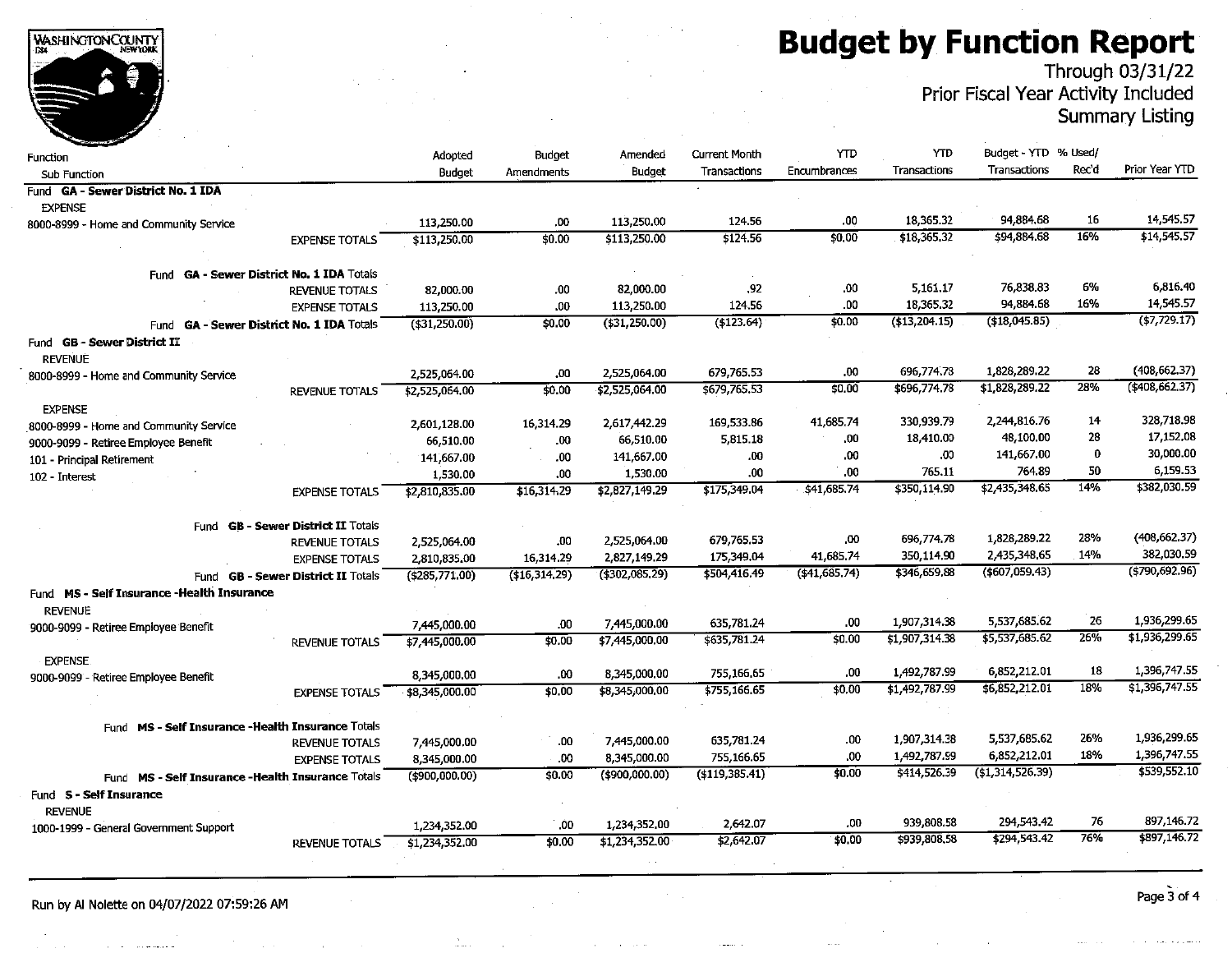# Budget by Function Report

Through 03/31/22
Prior Fiscal Year Activity Included
Summary Listing

| Function / Sub Function | | Adopted Budget | Budget Amendments | Amended Budget | Current Month Transactions | YTD Encumbrances | YTD Transactions | Budget - YTD Transactions | % Used/ Rec'd | Prior Year YTD |
|---|---|---|---|---|---|---|---|---|---|---|
| **Fund GA - Sewer District No. 1 IDA** | | | | | | | | | | |
| EXPENSE | | | | | | | | | | |
| 8000-8999 - Home and Community Service | | 113,250.00 | .00 | 113,250.00 | 124.56 | .00 | 18,365.32 | 94,884.68 | 16 | 14,545.57 |
| | EXPENSE TOTALS | $113,250.00 | $0.00 | $113,250.00 | $124.56 | $0.00 | $18,365.32 | $94,884.68 | 16% | $14,545.57 |
| Fund **GA - Sewer District No. 1 IDA** Totals | | | | | | | | | | |
| | REVENUE TOTALS | 82,000.00 | .00 | 82,000.00 | .92 | .00 | 5,161.17 | 76,838.83 | 6% | 6,816.40 |
| | EXPENSE TOTALS | 113,250.00 | .00 | 113,250.00 | 124.56 | .00 | 18,365.32 | 94,884.68 | 16% | 14,545.57 |
| Fund **GA - Sewer District No. 1 IDA** Totals | | ($31,250.00) | $0.00 | ($31,250.00) | ($123.64) | $0.00 | ($13,204.15) | ($18,045.85) | | ($7,729.17) |
| **Fund GB - Sewer District II** | | | | | | | | | | |
| REVENUE | | | | | | | | | | |
| 8000-8999 - Home and Community Service | | 2,525,064.00 | .00 | 2,525,064.00 | 679,765.53 | .00 | 696,774.78 | 1,828,289.22 | 28 | (408,662.37) |
| | REVENUE TOTALS | $2,525,064.00 | $0.00 | $2,525,064.00 | $679,765.53 | $0.00 | $696,774.78 | $1,828,289.22 | 28% | ($408,662.37) |
| EXPENSE | | | | | | | | | | |
| 8000-8999 - Home and Community Service | | 2,601,128.00 | 16,314.29 | 2,617,442.29 | 169,533.86 | 41,685.74 | 330,939.79 | 2,244,816.76 | 14 | 328,718.98 |
| 9000-9099 - Retiree Employee Benefit | | 66,510.00 | .00 | 66,510.00 | 5,815.18 | .00 | 18,410.00 | 48,100.00 | 28 | 17,152.08 |
| 101 - Principal Retirement | | 141,667.00 | .00 | 141,667.00 | .00 | .00 | .00 | 141,667.00 | 0 | 30,000.00 |
| 102 - Interest | | 1,530.00 | .00 | 1,530.00 | .00 | .00 | 765.11 | 764.89 | 50 | 6,159.53 |
| | EXPENSE TOTALS | $2,810,835.00 | $16,314.29 | $2,827,149.29 | $175,349.04 | $41,685.74 | $350,114.90 | $2,435,348.65 | 14% | $382,030.59 |
| Fund **GB - Sewer District II** Totals | | | | | | | | | | |
| | REVENUE TOTALS | 2,525,064.00 | .00 | 2,525,064.00 | 679,765.53 | .00 | 696,774.78 | 1,828,289.22 | 28% | (408,662.37) |
| | EXPENSE TOTALS | 2,810,835.00 | 16,314.29 | 2,827,149.29 | 175,349.04 | 41,685.74 | 350,114.90 | 2,435,348.65 | 14% | 382,030.59 |
| Fund **GB - Sewer District II** Totals | | ($285,771.00) | ($16,314.29) | ($302,085.29) | $504,416.49 | ($41,685.74) | $346,659.88 | ($607,059.43) | | ($790,692.96) |
| **Fund MS - Self Insurance -Health Insurance** | | | | | | | | | | |
| REVENUE | | | | | | | | | | |
| 9000-9099 - Retiree Employee Benefit | | 7,445,000.00 | .00 | 7,445,000.00 | 635,781.24 | .00 | 1,907,314.38 | 5,537,685.62 | 26 | 1,936,299.65 |
| | REVENUE TOTALS | $7,445,000.00 | $0.00 | $7,445,000.00 | $635,781.24 | $0.00 | $1,907,314.38 | $5,537,685.62 | 26% | $1,936,299.65 |
| EXPENSE | | | | | | | | | | |
| 9000-9099 - Retiree Employee Benefit | | 8,345,000.00 | .00 | 8,345,000.00 | 755,166.65 | .00 | 1,492,787.99 | 6,852,212.01 | 18 | 1,396,747.55 |
| | EXPENSE TOTALS | $8,345,000.00 | $0.00 | $8,345,000.00 | $755,166.65 | $0.00 | $1,492,787.99 | $6,852,212.01 | 18% | $1,396,747.55 |
| Fund **MS - Self Insurance -Health Insurance** Totals | | | | | | | | | | |
| | REVENUE TOTALS | 7,445,000.00 | .00 | 7,445,000.00 | 635,781.24 | .00 | 1,907,314.38 | 5,537,685.62 | 26% | 1,936,299.65 |
| | EXPENSE TOTALS | 8,345,000.00 | .00 | 8,345,000.00 | 755,166.65 | .00 | 1,492,787.99 | 6,852,212.01 | 18% | 1,396,747.55 |
| Fund **MS - Self Insurance -Health Insurance** Totals | | ($900,000.00) | $0.00 | ($900,000.00) | ($119,385.41) | $0.00 | $414,526.39 | ($1,314,526.39) | | $539,552.10 |
| **Fund S - Self Insurance** | | | | | | | | | | |
| REVENUE | | | | | | | | | | |
| 1000-1999 - General Government Support | | 1,234,352.00 | .00 | 1,234,352.00 | 2,642.07 | .00 | 939,808.58 | 294,543.42 | 76 | 897,146.72 |
| | REVENUE TOTALS | $1,234,352.00 | $0.00 | $1,234,352.00 | $2,642.07 | $0.00 | $939,808.58 | $294,543.42 | 76% | $897,146.72 |

Run by Al Nolette on 04/07/2022 07:59:26 AM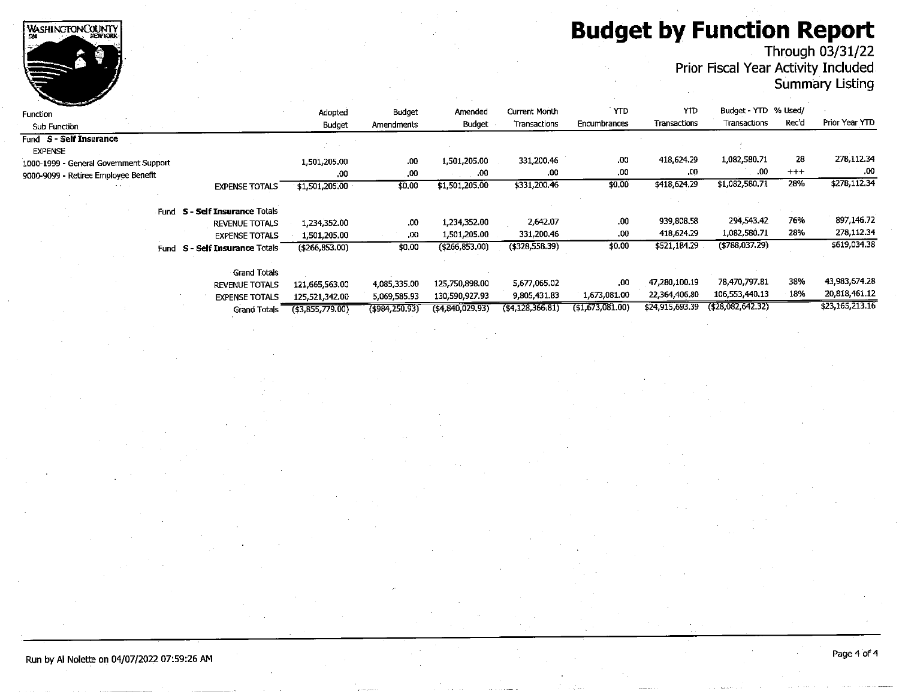# Budget by Function Report

Through 03/31/22

Prior Fiscal Year Activity Included

Summary Listing

| Function / Sub Function | Adopted Budget | Budget Amendments | Amended Budget | Current Month Transactions | YTD Encumbrances | YTD Transactions | Budget - YTD Transactions | % Used/ Rec'd | Prior Year YTD |
|---|---|---|---|---|---|---|---|---|---|
| **Fund S - Self Insurance** | | | | | | | | | |
| EXPENSE | | | | | | | | | |
| 1000-1999 - General Government Support | 1,501,205.00 | .00 | 1,501,205.00 | 331,200.46 | .00 | 418,624.29 | 1,082,580.71 | 28 | 278,112.34 |
| 9000-9099 - Retiree Employee Benefit | .00 | .00 | .00 | .00 | .00 | .00 | .00 | +++ | .00 |
| EXPENSE TOTALS | $1,501,205.00 | $0.00 | $1,501,205.00 | $331,200.46 | $0.00 | $418,624.29 | $1,082,580.71 | 28% | $278,112.34 |
| Fund **S - Self Insurance** Totals | | | | | | | | | |
| REVENUE TOTALS | 1,234,352.00 | .00 | 1,234,352.00 | 2,642.07 | .00 | 939,808.58 | 294,543.42 | 76% | 897,146.72 |
| EXPENSE TOTALS | 1,501,205.00 | .00 | 1,501,205.00 | 331,200.46 | .00 | 418,624.29 | 1,082,580.71 | 28% | 278,112.34 |
| Fund **S - Self Insurance** Totals | ($266,853.00) | $0.00 | ($266,853.00) | ($328,558.39) | $0.00 | $521,184.29 | ($788,037.29) | | $619,034.38 |
| Grand Totals | | | | | | | | | |
| REVENUE TOTALS | 121,665,563.00 | 4,085,335.00 | 125,750,898.00 | 5,677,065.02 | .00 | 47,280,100.19 | 78,470,797.81 | 38% | 43,983,674.28 |
| EXPENSE TOTALS | 125,521,342.00 | 5,069,585.93 | 130,590,927.93 | 9,805,431.83 | 1,673,081.00 | 22,364,406.80 | 106,553,440.13 | 18% | 20,818,461.12 |
| Grand Totals | ($3,855,779.00) | ($984,250.93) | ($4,840,029.93) | ($4,128,366.81) | ($1,673,081.00) | $24,915,693.39 | ($28,082,642.32) | | $23,165,213.16 |

Run by Al Nolette on 04/07/2022 07:59:26 AM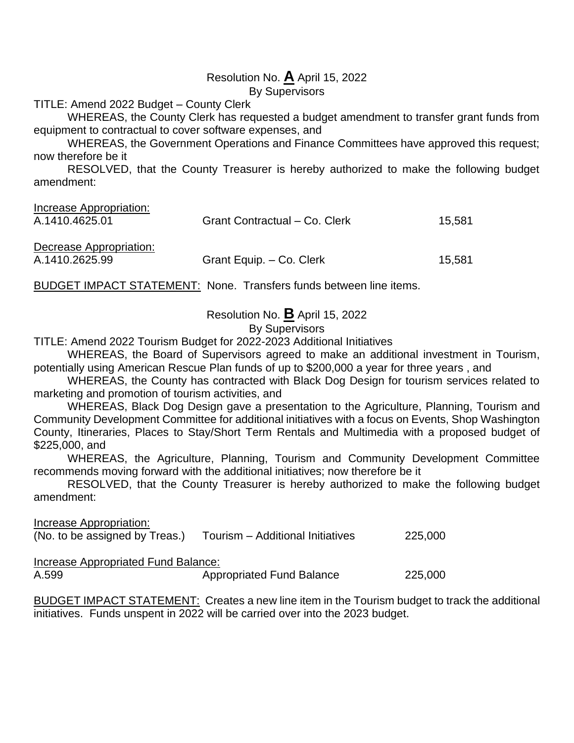Resolution No. **A** April 15, 2022
By Supervisors

TITLE: Amend 2022 Budget – County Clerk

WHEREAS, the County Clerk has requested a budget amendment to transfer grant funds from equipment to contractual to cover software expenses, and

WHEREAS, the Government Operations and Finance Committees have approved this request; now therefore be it

RESOLVED, that the County Treasurer is hereby authorized to make the following budget amendment:

| Increase Appropriation: | | |
|---|---|---|
| A.1410.4625.01 | Grant Contractual – Co. Clerk | 15,581 |
| Decrease Appropriation: | | |
| A.1410.2625.99 | Grant Equip. – Co. Clerk | 15,581 |

BUDGET IMPACT STATEMENT: None. Transfers funds between line items.

Resolution No. **B** April 15, 2022
By Supervisors

TITLE: Amend 2022 Tourism Budget for 2022-2023 Additional Initiatives

WHEREAS, the Board of Supervisors agreed to make an additional investment in Tourism, potentially using American Rescue Plan funds of up to $200,000 a year for three years , and

WHEREAS, the County has contracted with Black Dog Design for tourism services related to marketing and promotion of tourism activities, and

WHEREAS, Black Dog Design gave a presentation to the Agriculture, Planning, Tourism and Community Development Committee for additional initiatives with a focus on Events, Shop Washington County, Itineraries, Places to Stay/Short Term Rentals and Multimedia with a proposed budget of $225,000, and

WHEREAS, the Agriculture, Planning, Tourism and Community Development Committee recommends moving forward with the additional initiatives; now therefore be it

RESOLVED, that the County Treasurer is hereby authorized to make the following budget amendment:

| Increase Appropriation: | | |
|---|---|---|
| (No. to be assigned by Treas.) | Tourism – Additional Initiatives | 225,000 |
| Increase Appropriated Fund Balance: | | |
| A.599 | Appropriated Fund Balance | 225,000 |

BUDGET IMPACT STATEMENT: Creates a new line item in the Tourism budget to track the additional initiatives. Funds unspent in 2022 will be carried over into the 2023 budget.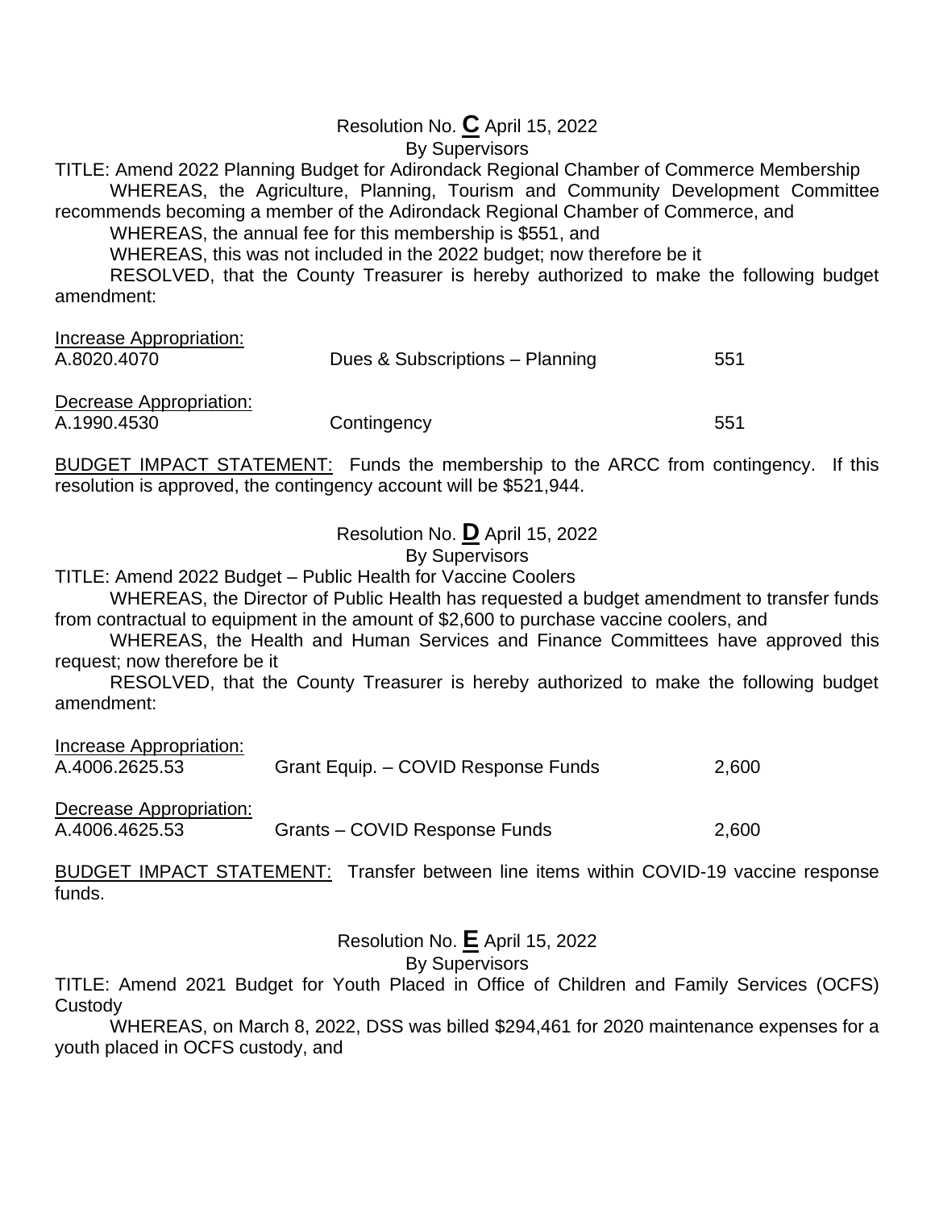Resolution No. **C** April 15, 2022
By Supervisors

TITLE: Amend 2022 Planning Budget for Adirondack Regional Chamber of Commerce Membership

WHEREAS, the Agriculture, Planning, Tourism and Community Development Committee recommends becoming a member of the Adirondack Regional Chamber of Commerce, and

WHEREAS, the annual fee for this membership is $551, and

WHEREAS, this was not included in the 2022 budget; now therefore be it

RESOLVED, that the County Treasurer is hereby authorized to make the following budget amendment:

| Increase Appropriation: | | |
|---|---|---|
| A.8020.4070 | Dues & Subscriptions – Planning | 551 |
| **Decrease Appropriation:** | | |
| A.1990.4530 | Contingency | 551 |

BUDGET IMPACT STATEMENT: Funds the membership to the ARCC from contingency. If this resolution is approved, the contingency account will be $521,944.

Resolution No. **D** April 15, 2022
By Supervisors

TITLE: Amend 2022 Budget – Public Health for Vaccine Coolers

WHEREAS, the Director of Public Health has requested a budget amendment to transfer funds from contractual to equipment in the amount of $2,600 to purchase vaccine coolers, and

WHEREAS, the Health and Human Services and Finance Committees have approved this request; now therefore be it

RESOLVED, that the County Treasurer is hereby authorized to make the following budget amendment:

| Increase Appropriation: | | |
|---|---|---|
| A.4006.2625.53 | Grant Equip. – COVID Response Funds | 2,600 |
| **Decrease Appropriation:** | | |
| A.4006.4625.53 | Grants – COVID Response Funds | 2,600 |

BUDGET IMPACT STATEMENT: Transfer between line items within COVID-19 vaccine response funds.

Resolution No. **E** April 15, 2022
By Supervisors

TITLE: Amend 2021 Budget for Youth Placed in Office of Children and Family Services (OCFS) Custody

WHEREAS, on March 8, 2022, DSS was billed $294,461 for 2020 maintenance expenses for a youth placed in OCFS custody, and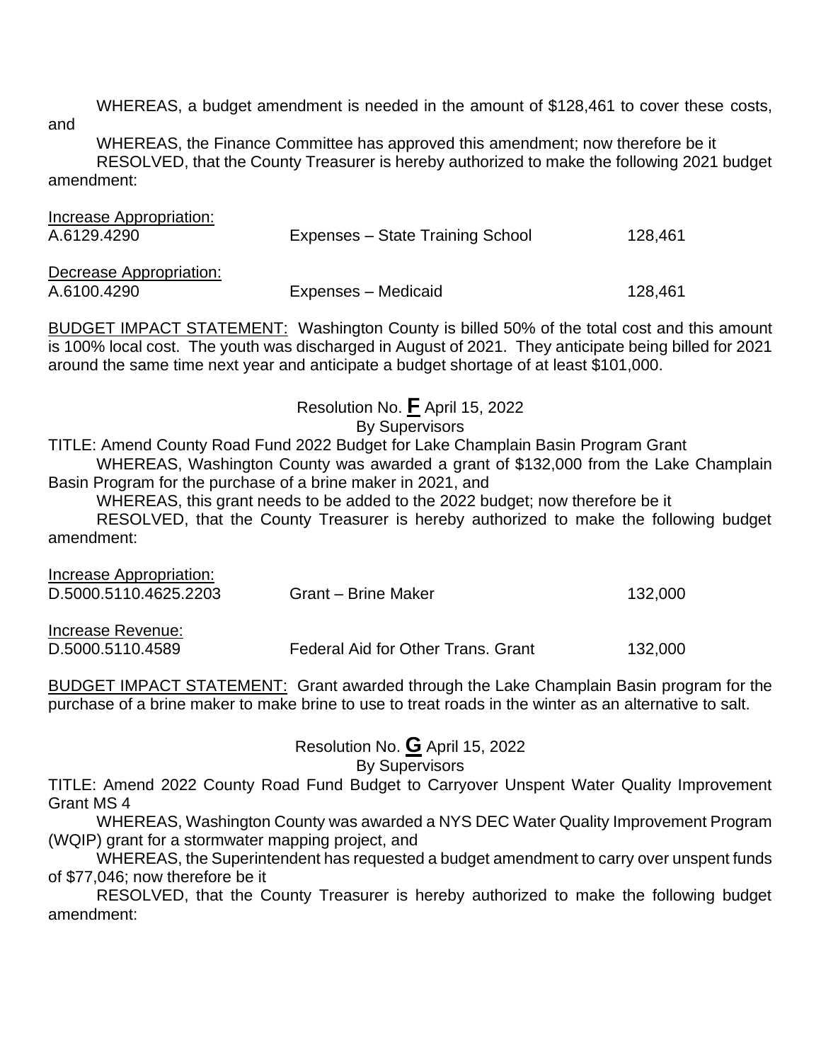WHEREAS, a budget amendment is needed in the amount of $128,461 to cover these costs, and

WHEREAS, the Finance Committee has approved this amendment; now therefore be it

RESOLVED, that the County Treasurer is hereby authorized to make the following 2021 budget amendment:

| Increase Appropriation: | | |
|---|---|---|
| A.6129.4290 | Expenses – State Training School | 128,461 |
| **Decrease Appropriation:** | | |
| A.6100.4290 | Expenses – Medicaid | 128,461 |

BUDGET IMPACT STATEMENT: Washington County is billed 50% of the total cost and this amount is 100% local cost. The youth was discharged in August of 2021. They anticipate being billed for 2021 around the same time next year and anticipate a budget shortage of at least $101,000.

Resolution No. **F** April 15, 2022
By Supervisors

TITLE: Amend County Road Fund 2022 Budget for Lake Champlain Basin Program Grant

WHEREAS, Washington County was awarded a grant of $132,000 from the Lake Champlain Basin Program for the purchase of a brine maker in 2021, and

WHEREAS, this grant needs to be added to the 2022 budget; now therefore be it

RESOLVED, that the County Treasurer is hereby authorized to make the following budget amendment:

| Increase Appropriation: | | |
|---|---|---|
| D.5000.5110.4625.2203 | Grant – Brine Maker | 132,000 |
| **Increase Revenue:** | | |
| D.5000.5110.4589 | Federal Aid for Other Trans. Grant | 132,000 |

BUDGET IMPACT STATEMENT: Grant awarded through the Lake Champlain Basin program for the purchase of a brine maker to make brine to use to treat roads in the winter as an alternative to salt.

Resolution No. **G** April 15, 2022
By Supervisors

TITLE: Amend 2022 County Road Fund Budget to Carryover Unspent Water Quality Improvement Grant MS 4

WHEREAS, Washington County was awarded a NYS DEC Water Quality Improvement Program (WQIP) grant for a stormwater mapping project, and

WHEREAS, the Superintendent has requested a budget amendment to carry over unspent funds of $77,046; now therefore be it

RESOLVED, that the County Treasurer is hereby authorized to make the following budget amendment: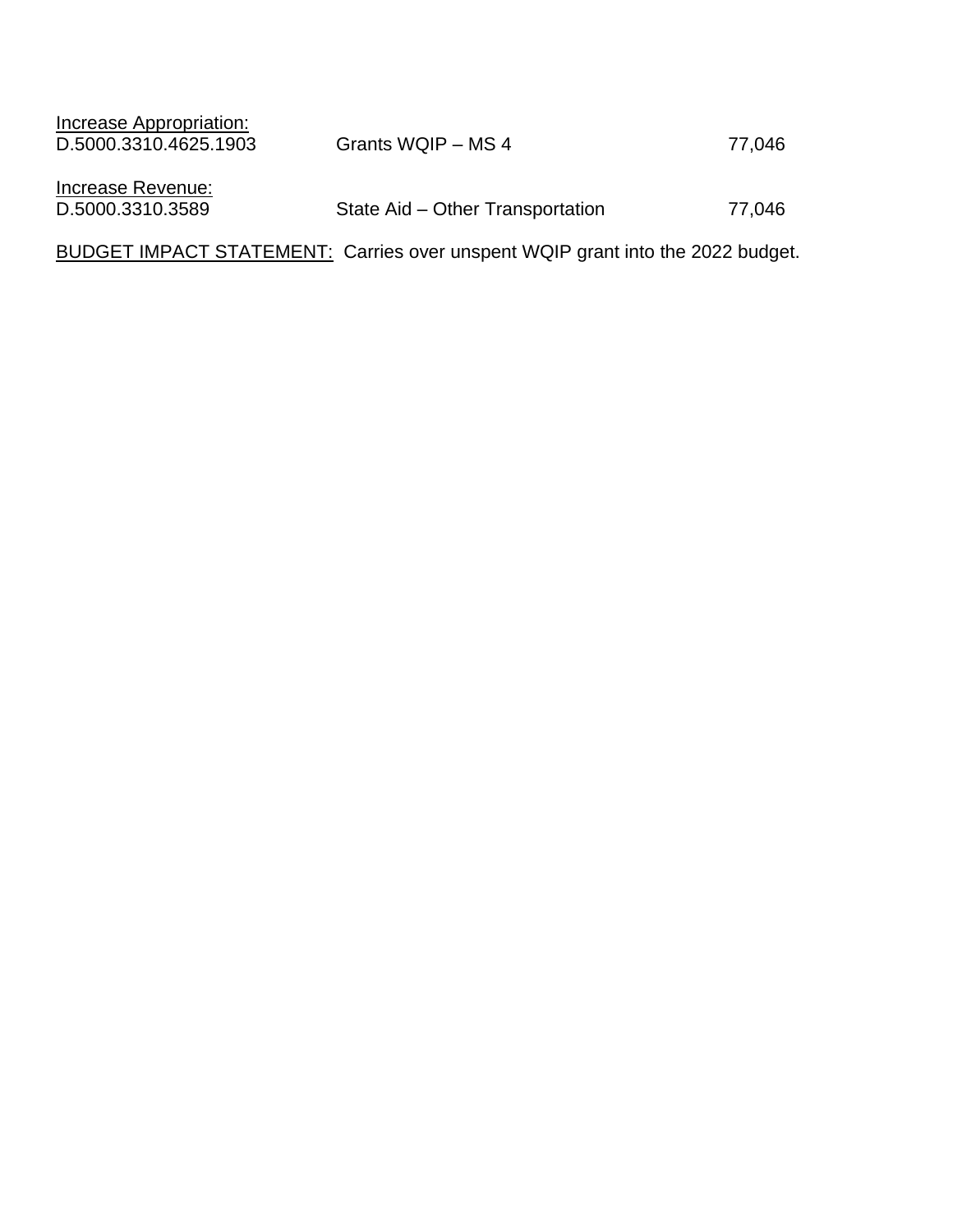<u>Increase Appropriation:</u>

| | | |
|---|---|---|
| D.5000.3310.4625.1903 | Grants WQIP – MS 4 | 77,046 |

<u>Increase Revenue:</u>

| | | |
|---|---|---|
| D.5000.3310.3589 | State Aid – Other Transportation | 77,046 |

<u>BUDGET IMPACT STATEMENT:</u> Carries over unspent WQIP grant into the 2022 budget.